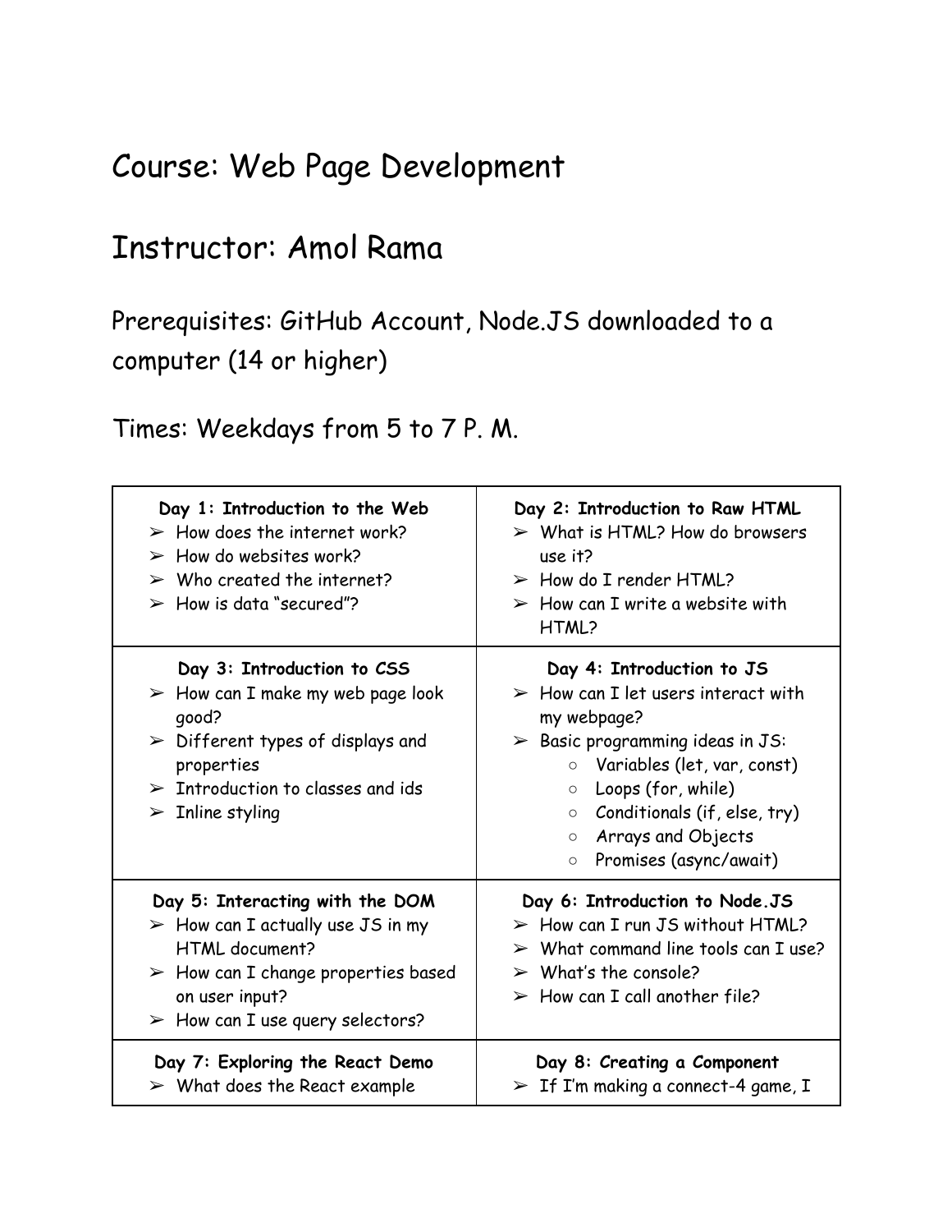# Course: Web Page Development

## Instructor: Amol Rama

Prerequisites: GitHub Account, Node.JS downloaded to a computer (14 or higher)

Times: Weekdays from 5 to 7 P. M.

| **Day 1: Introduction to the Web** | **Day 2: Introduction to Raw HTML** |
|---|---|
| ➢ How does the internet work?<br>➢ How do websites work?<br>➢ Who created the internet?<br>➢ How is data "secured"? | ➢ What is HTML? How do browsers use it?<br>➢ How do I render HTML?<br>➢ How can I write a website with HTML? |
| **Day 3: Introduction to CSS**<br>➢ How can I make my web page look good?<br>➢ Different types of displays and properties<br>➢ Introduction to classes and ids<br>➢ Inline styling | **Day 4: Introduction to JS**<br>➢ How can I let users interact with my webpage?<br>➢ Basic programming ideas in JS:<br>○ Variables (let, var, const)<br>○ Loops (for, while)<br>○ Conditionals (if, else, try)<br>○ Arrays and Objects<br>○ Promises (async/await) |
| **Day 5: Interacting with the DOM**<br>➢ How can I actually use JS in my HTML document?<br>➢ How can I change properties based on user input?<br>➢ How can I use query selectors? | **Day 6: Introduction to Node.JS**<br>➢ How can I run JS without HTML?<br>➢ What command line tools can I use?<br>➢ What's the console?<br>➢ How can I call another file? |
| **Day 7: Exploring the React Demo**<br>➢ What does the React example | **Day 8: Creating a Component**<br>➢ If I'm making a connect-4 game, I |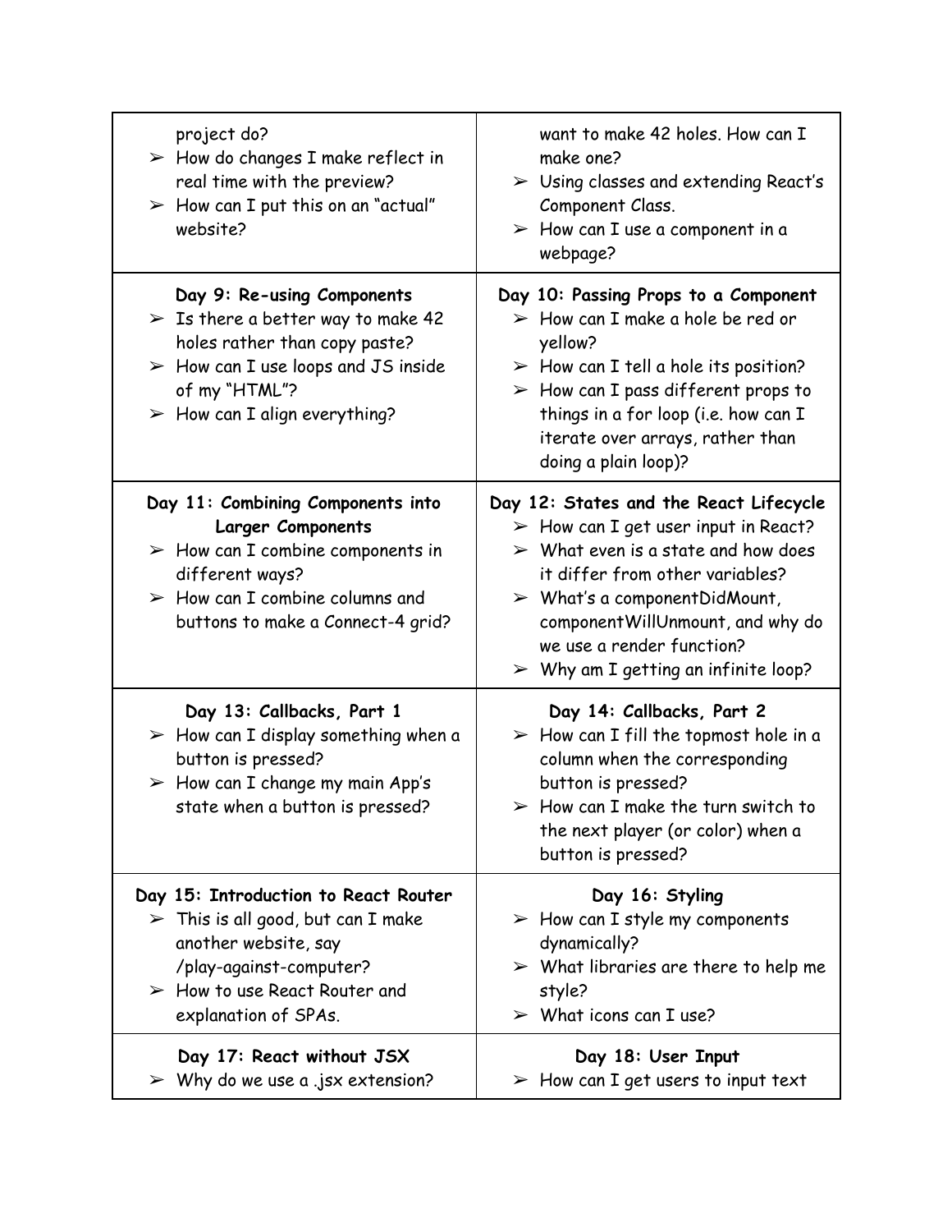| | |
|---|---|
| project do?<br>➢ How do changes I make reflect in real time with the preview?<br>➢ How can I put this on an "actual" website? | want to make 42 holes. How can I make one?<br>➢ Using classes and extending React's Component Class.<br>➢ How can I use a component in a webpage? |
| **Day 9: Re-using Components**<br>➢ Is there a better way to make 42 holes rather than copy paste?<br>➢ How can I use loops and JS inside of my "HTML"?<br>➢ How can I align everything? | **Day 10: Passing Props to a Component**<br>➢ How can I make a hole be red or yellow?<br>➢ How can I tell a hole its position?<br>➢ How can I pass different props to things in a for loop (i.e. how can I iterate over arrays, rather than doing a plain loop)? |
| **Day 11: Combining Components into Larger Components**<br>➢ How can I combine components in different ways?<br>➢ How can I combine columns and buttons to make a Connect-4 grid? | **Day 12: States and the React Lifecycle**<br>➢ How can I get user input in React?<br>➢ What even is a state and how does it differ from other variables?<br>➢ What's a componentDidMount, componentWillUnmount, and why do we use a render function?<br>➢ Why am I getting an infinite loop? |
| **Day 13: Callbacks, Part 1**<br>➢ How can I display something when a button is pressed?<br>➢ How can I change my main App's state when a button is pressed? | **Day 14: Callbacks, Part 2**<br>➢ How can I fill the topmost hole in a column when the corresponding button is pressed?<br>➢ How can I make the turn switch to the next player (or color) when a button is pressed? |
| **Day 15: Introduction to React Router**<br>➢ This is all good, but can I make another website, say /play-against-computer?<br>➢ How to use React Router and explanation of SPAs. | **Day 16: Styling**<br>➢ How can I style my components dynamically?<br>➢ What libraries are there to help me style?<br>➢ What icons can I use? |
| **Day 17: React without JSX**<br>➢ Why do we use a .jsx extension? | **Day 18: User Input**<br>➢ How can I get users to input text |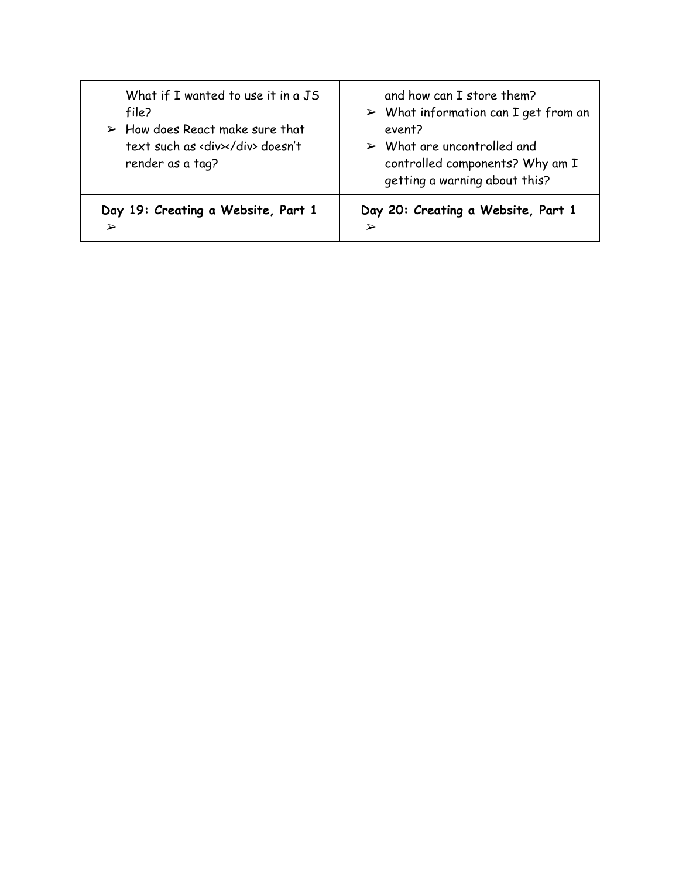| | |
|---|---|
| What if I wanted to use it in a JS file?<br>➢ How does React make sure that text such as <div></div> doesn't render as a tag? | and how can I store them?<br>➢ What information can I get from an event?<br>➢ What are uncontrolled and controlled components? Why am I getting a warning about this? |
| **Day 19: Creating a Website, Part 1**<br>➢ | **Day 20: Creating a Website, Part 1**<br>➢ |